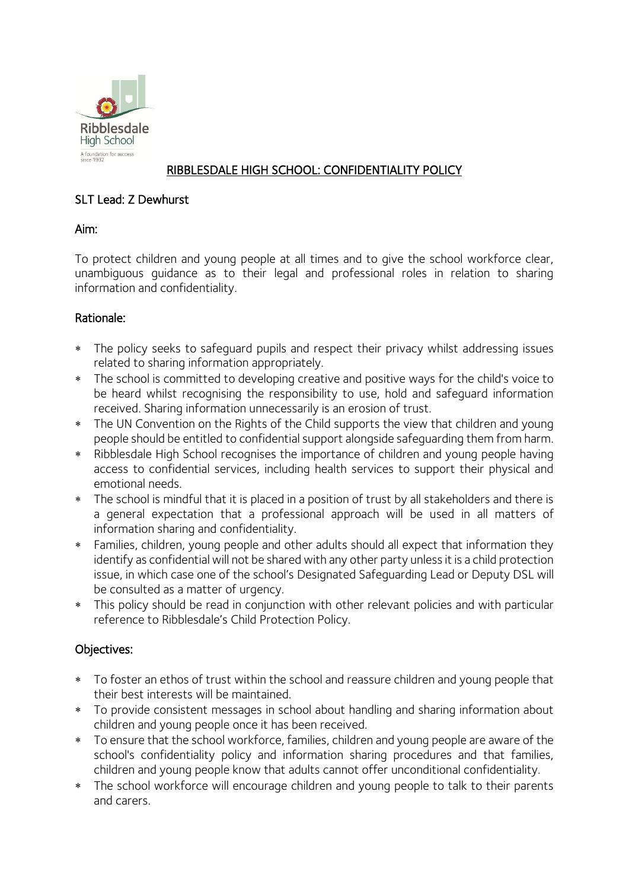# RIBBLESDALE HIGH SCHOOL: CONFIDENTIALITY POLICY

## SLT Lead: Z Dewhurst

## Aim:

To protect children and young people at all times and to give the school workforce clear, unambiguous guidance as to their legal and professional roles in relation to sharing information and confidentiality.

## Rationale:

- The policy seeks to safeguard pupils and respect their privacy whilst addressing issues related to sharing information appropriately.
- The school is committed to developing creative and positive ways for the child's voice to be heard whilst recognising the responsibility to use, hold and safeguard information received. Sharing information unnecessarily is an erosion of trust.
- The UN Convention on the Rights of the Child supports the view that children and young people should be entitled to confidential support alongside safeguarding them from harm.
- Ribblesdale High School recognises the importance of children and young people having access to confidential services, including health services to support their physical and emotional needs.
- The school is mindful that it is placed in a position of trust by all stakeholders and there is a general expectation that a professional approach will be used in all matters of information sharing and confidentiality.
- Families, children, young people and other adults should all expect that information they identify as confidential will not be shared with any other party unless it is a child protection issue, in which case one of the school's Designated Safeguarding Lead or Deputy DSL will be consulted as a matter of urgency.
- This policy should be read in conjunction with other relevant policies and with particular reference to Ribblesdale's Child Protection Policy.

## Objectives:

- To foster an ethos of trust within the school and reassure children and young people that their best interests will be maintained.
- To provide consistent messages in school about handling and sharing information about children and young people once it has been received.
- To ensure that the school workforce, families, children and young people are aware of the school's confidentiality policy and information sharing procedures and that families, children and young people know that adults cannot offer unconditional confidentiality.
- The school workforce will encourage children and young people to talk to their parents and carers.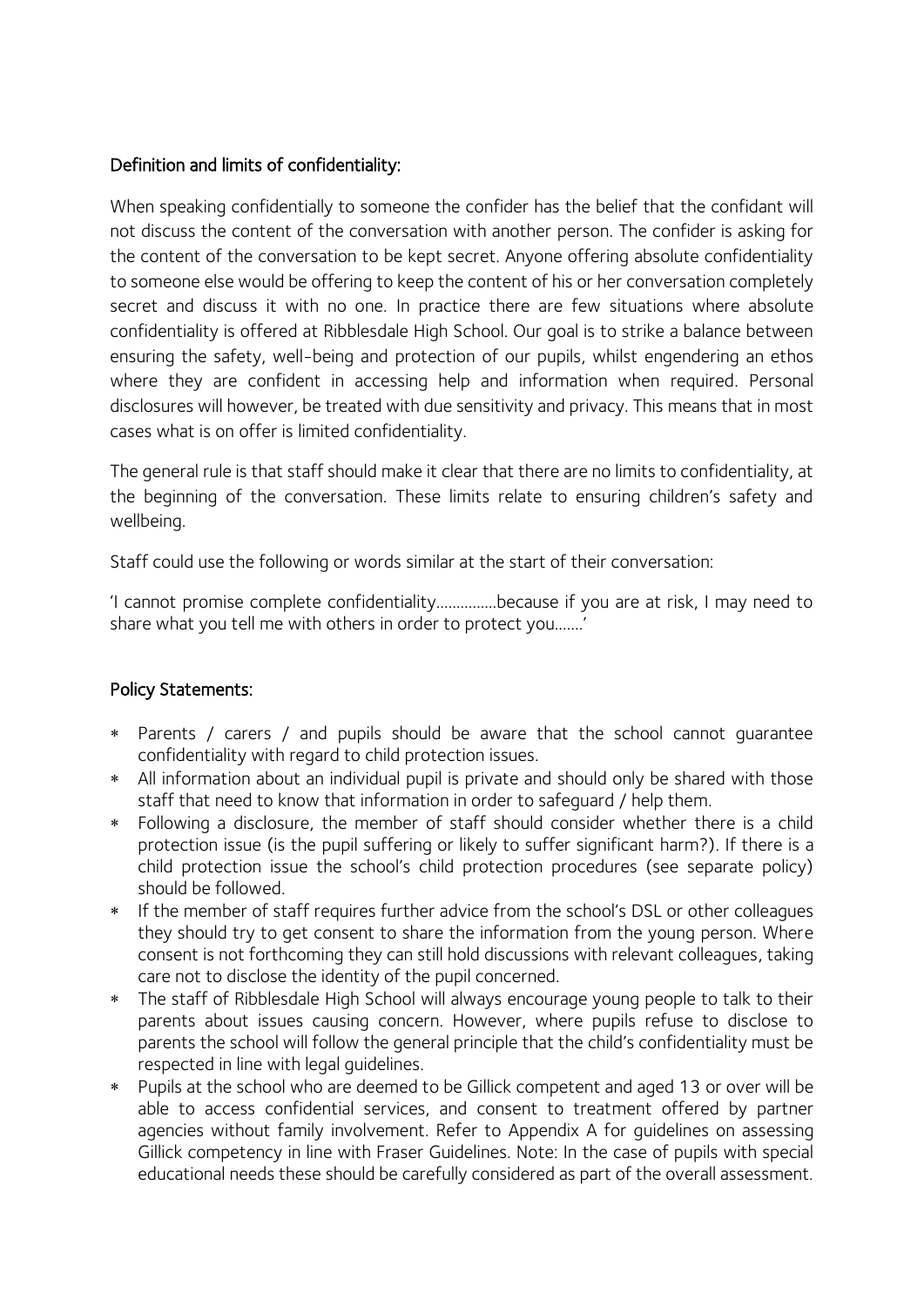## Definition and limits of confidentiality:

When speaking confidentially to someone the confider has the belief that the confidant will not discuss the content of the conversation with another person. The confider is asking for the content of the conversation to be kept secret. Anyone offering absolute confidentiality to someone else would be offering to keep the content of his or her conversation completely secret and discuss it with no one. In practice there are few situations where absolute confidentiality is offered at Ribblesdale High School. Our goal is to strike a balance between ensuring the safety, well-being and protection of our pupils, whilst engendering an ethos where they are confident in accessing help and information when required. Personal disclosures will however, be treated with due sensitivity and privacy. This means that in most cases what is on offer is limited confidentiality.

The general rule is that staff should make it clear that there are no limits to confidentiality, at the beginning of the conversation. These limits relate to ensuring children's safety and wellbeing.

Staff could use the following or words similar at the start of their conversation:

'I cannot promise complete confidentiality……………because if you are at risk, I may need to share what you tell me with others in order to protect you…….'

## Policy Statements:

* Parents / carers / and pupils should be aware that the school cannot guarantee confidentiality with regard to child protection issues.
* All information about an individual pupil is private and should only be shared with those staff that need to know that information in order to safeguard / help them.
* Following a disclosure, the member of staff should consider whether there is a child protection issue (is the pupil suffering or likely to suffer significant harm?). If there is a child protection issue the school's child protection procedures (see separate policy) should be followed.
* If the member of staff requires further advice from the school's DSL or other colleagues they should try to get consent to share the information from the young person. Where consent is not forthcoming they can still hold discussions with relevant colleagues, taking care not to disclose the identity of the pupil concerned.
* The staff of Ribblesdale High School will always encourage young people to talk to their parents about issues causing concern. However, where pupils refuse to disclose to parents the school will follow the general principle that the child's confidentiality must be respected in line with legal guidelines.
* Pupils at the school who are deemed to be Gillick competent and aged 13 or over will be able to access confidential services, and consent to treatment offered by partner agencies without family involvement. Refer to Appendix A for guidelines on assessing Gillick competency in line with Fraser Guidelines. Note: In the case of pupils with special educational needs these should be carefully considered as part of the overall assessment.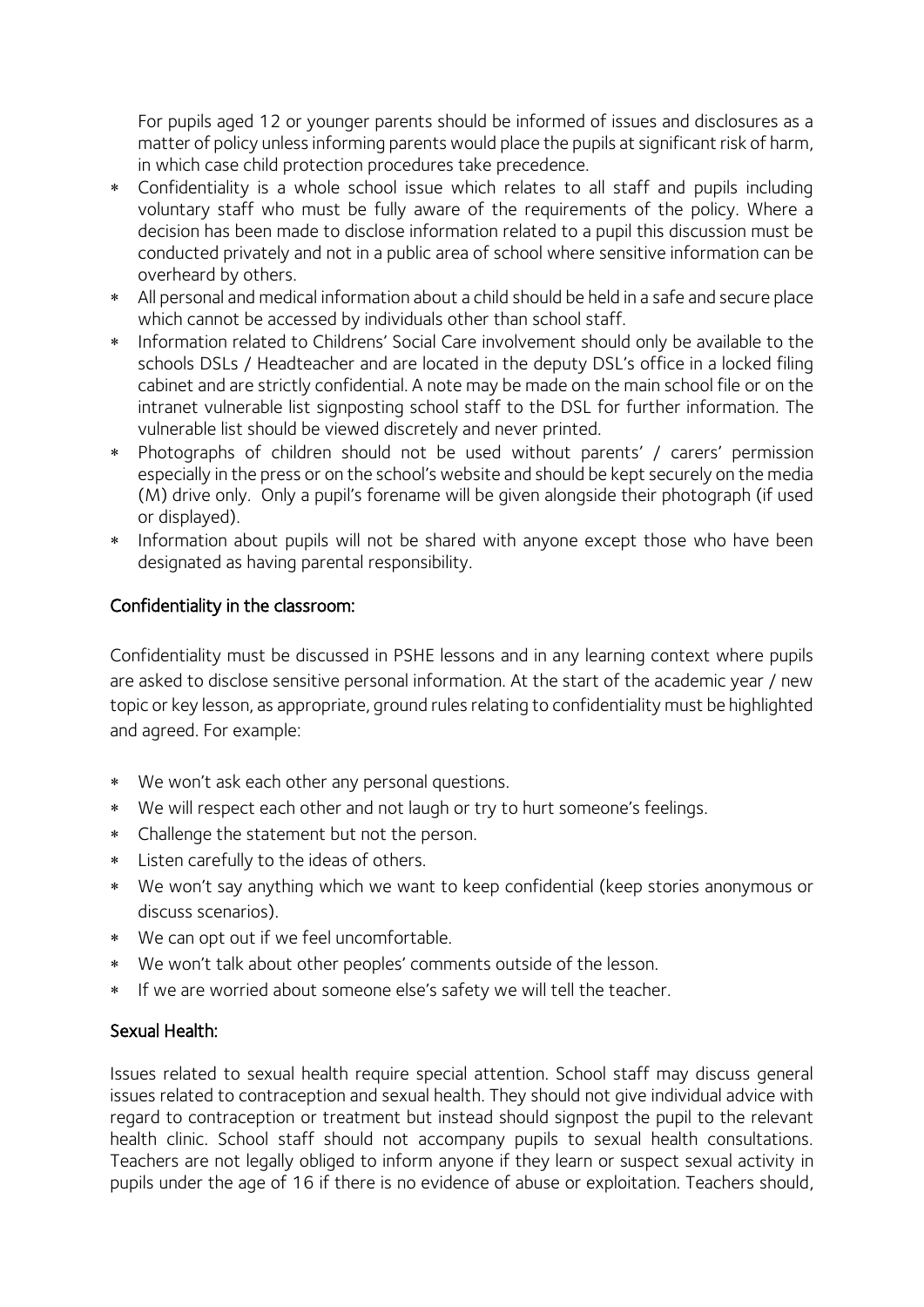For pupils aged 12 or younger parents should be informed of issues and disclosures as a matter of policy unless informing parents would place the pupils at significant risk of harm, in which case child protection procedures take precedence.

* Confidentiality is a whole school issue which relates to all staff and pupils including voluntary staff who must be fully aware of the requirements of the policy. Where a decision has been made to disclose information related to a pupil this discussion must be conducted privately and not in a public area of school where sensitive information can be overheard by others.
* All personal and medical information about a child should be held in a safe and secure place which cannot be accessed by individuals other than school staff.
* Information related to Childrens' Social Care involvement should only be available to the schools DSLs / Headteacher and are located in the deputy DSL's office in a locked filing cabinet and are strictly confidential. A note may be made on the main school file or on the intranet vulnerable list signposting school staff to the DSL for further information. The vulnerable list should be viewed discretely and never printed.
* Photographs of children should not be used without parents' / carers' permission especially in the press or on the school's website and should be kept securely on the media (M) drive only. Only a pupil's forename will be given alongside their photograph (if used or displayed).
* Information about pupils will not be shared with anyone except those who have been designated as having parental responsibility.

## Confidentiality in the classroom:

Confidentiality must be discussed in PSHE lessons and in any learning context where pupils are asked to disclose sensitive personal information. At the start of the academic year / new topic or key lesson, as appropriate, ground rules relating to confidentiality must be highlighted and agreed. For example:

* We won't ask each other any personal questions.
* We will respect each other and not laugh or try to hurt someone's feelings.
* Challenge the statement but not the person.
* Listen carefully to the ideas of others.
* We won't say anything which we want to keep confidential (keep stories anonymous or discuss scenarios).
* We can opt out if we feel uncomfortable.
* We won't talk about other peoples' comments outside of the lesson.
* If we are worried about someone else's safety we will tell the teacher.

## Sexual Health:

Issues related to sexual health require special attention. School staff may discuss general issues related to contraception and sexual health. They should not give individual advice with regard to contraception or treatment but instead should signpost the pupil to the relevant health clinic. School staff should not accompany pupils to sexual health consultations. Teachers are not legally obliged to inform anyone if they learn or suspect sexual activity in pupils under the age of 16 if there is no evidence of abuse or exploitation. Teachers should,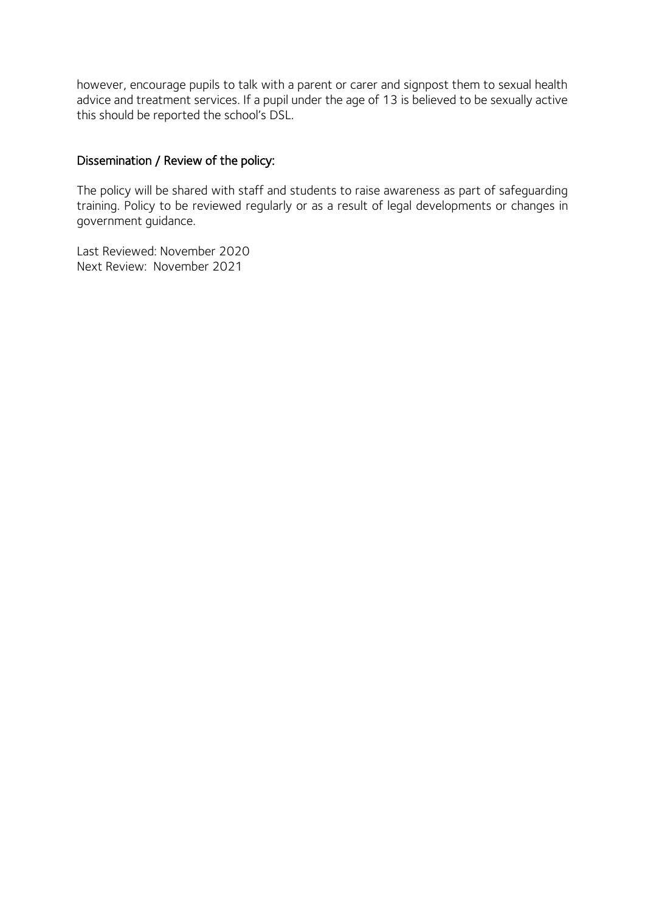however, encourage pupils to talk with a parent or carer and signpost them to sexual health advice and treatment services. If a pupil under the age of 13 is believed to be sexually active this should be reported the school's DSL.

## Dissemination / Review of the policy:

The policy will be shared with staff and students to raise awareness as part of safeguarding training. Policy to be reviewed regularly or as a result of legal developments or changes in government guidance.

Last Reviewed: November 2020
Next Review: November 2021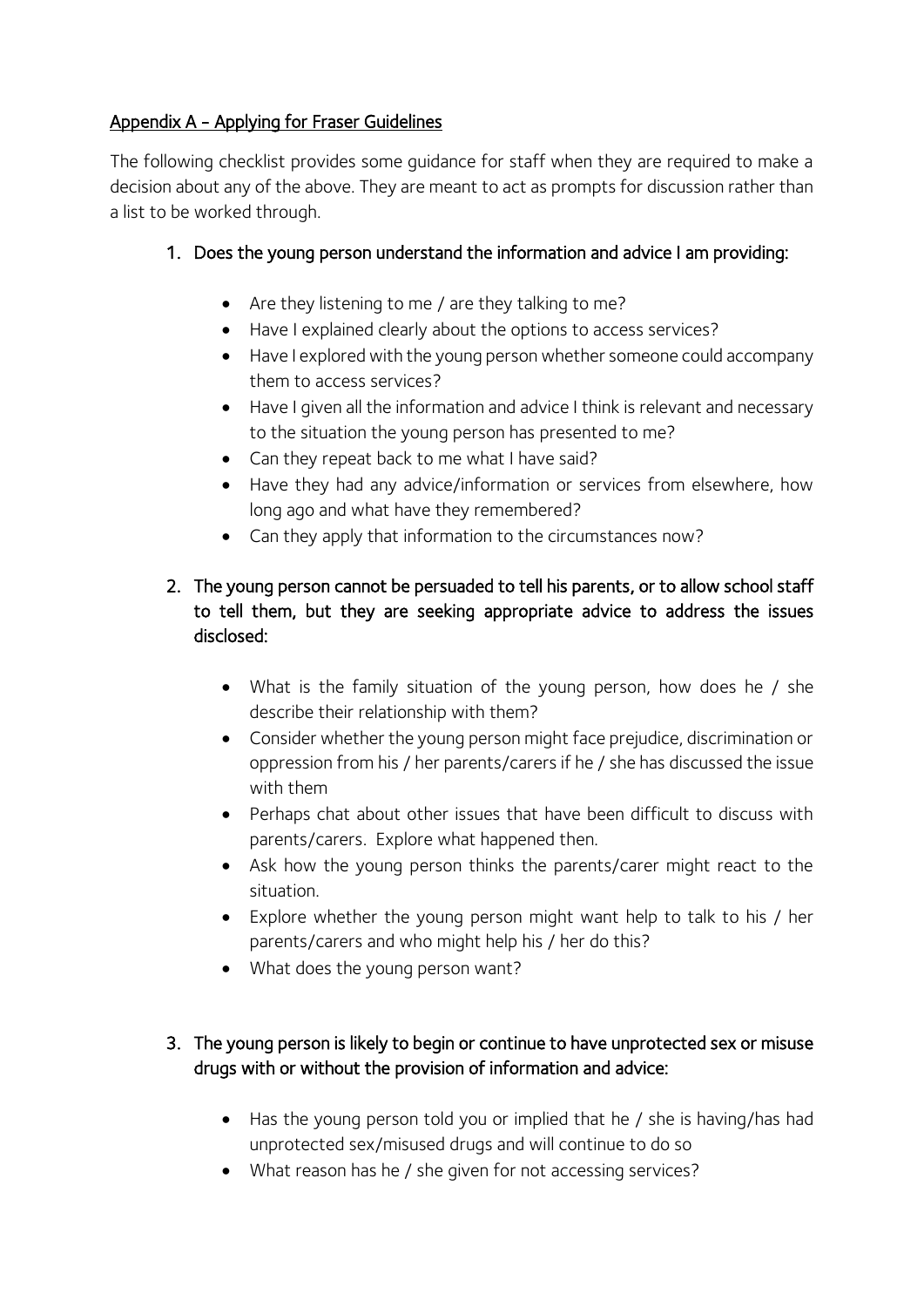## Appendix A - Applying for Fraser Guidelines

The following checklist provides some guidance for staff when they are required to make a decision about any of the above. They are meant to act as prompts for discussion rather than a list to be worked through.

1. **Does the young person understand the information and advice I am providing:**

   - Are they listening to me / are they talking to me?
   - Have I explained clearly about the options to access services?
   - Have I explored with the young person whether someone could accompany them to access services?
   - Have I given all the information and advice I think is relevant and necessary to the situation the young person has presented to me?
   - Can they repeat back to me what I have said?
   - Have they had any advice/information or services from elsewhere, how long ago and what have they remembered?
   - Can they apply that information to the circumstances now?

2. **The young person cannot be persuaded to tell his parents, or to allow school staff to tell them, but they are seeking appropriate advice to address the issues disclosed:**

   - What is the family situation of the young person, how does he / she describe their relationship with them?
   - Consider whether the young person might face prejudice, discrimination or oppression from his / her parents/carers if he / she has discussed the issue with them
   - Perhaps chat about other issues that have been difficult to discuss with parents/carers. Explore what happened then.
   - Ask how the young person thinks the parents/carer might react to the situation.
   - Explore whether the young person might want help to talk to his / her parents/carers and who might help his / her do this?
   - What does the young person want?

3. **The young person is likely to begin or continue to have unprotected sex or misuse drugs with or without the provision of information and advice:**

   - Has the young person told you or implied that he / she is having/has had unprotected sex/misused drugs and will continue to do so
   - What reason has he / she given for not accessing services?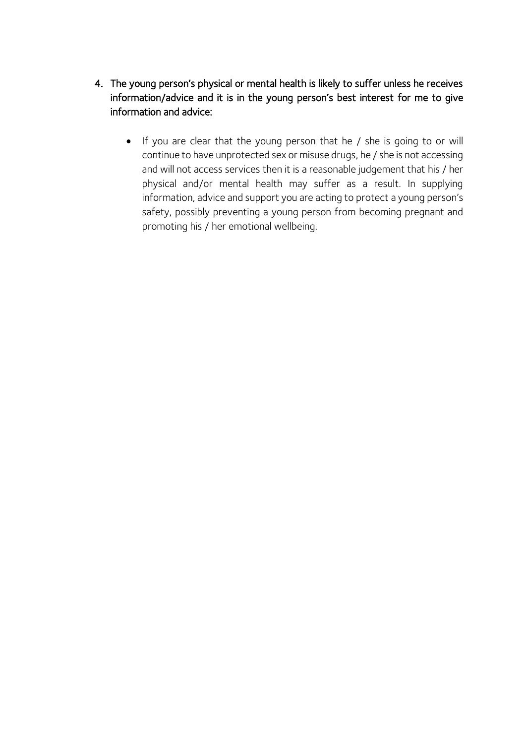4. **The young person's physical or mental health is likely to suffer unless he receives information/advice and it is in the young person's best interest for me to give information and advice:**

    - If you are clear that the young person that he / she is going to or will continue to have unprotected sex or misuse drugs, he / she is not accessing and will not access services then it is a reasonable judgement that his / her physical and/or mental health may suffer as a result. In supplying information, advice and support you are acting to protect a young person's safety, possibly preventing a young person from becoming pregnant and promoting his / her emotional wellbeing.